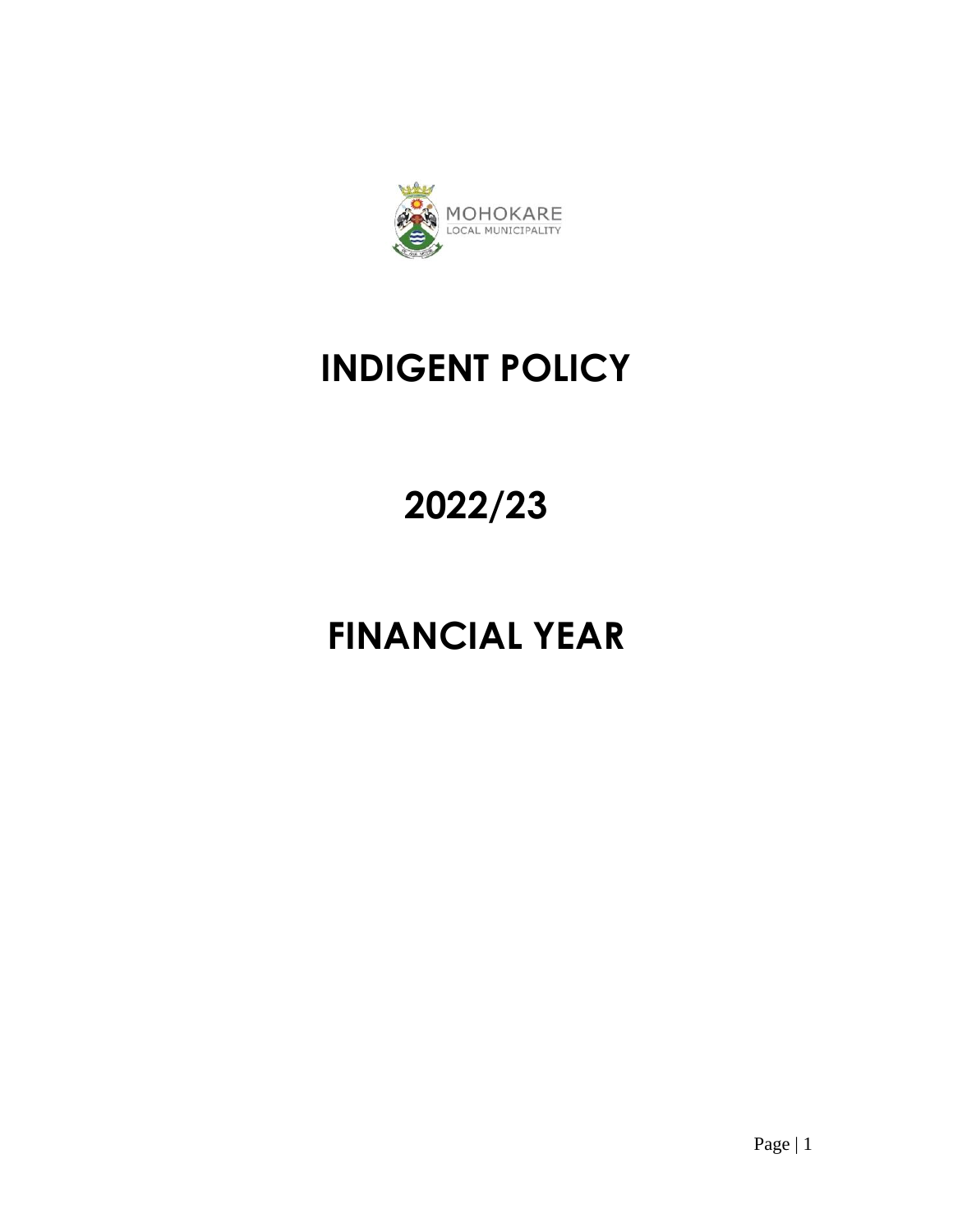MOHOKARE
LOCAL MUNICIPALITY

# INDIGENT POLICY

# 2022/23

# FINANCIAL YEAR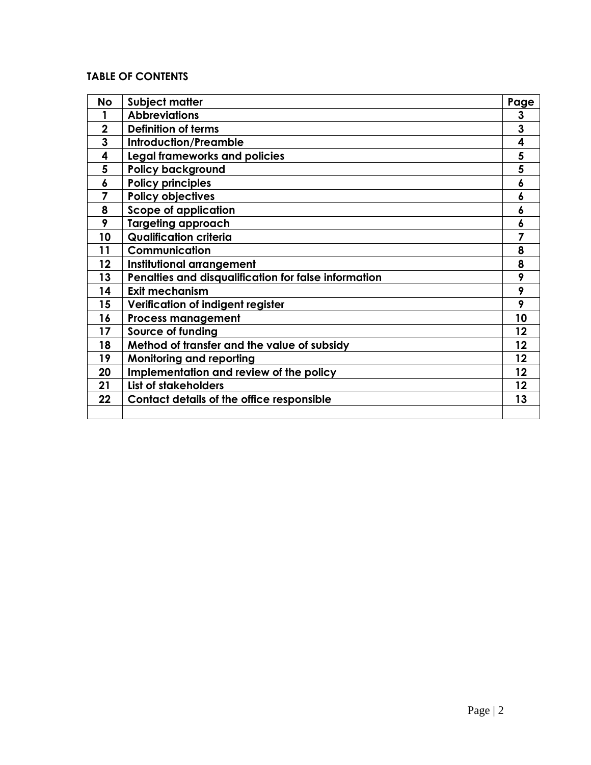**TABLE OF CONTENTS**

| No | Subject matter | Page |
|---|---|---|
| 1 | Abbreviations | 3 |
| 2 | Definition of terms | 3 |
| 3 | Introduction/Preamble | 4 |
| 4 | Legal frameworks and policies | 5 |
| 5 | Policy background | 5 |
| 6 | Policy principles | 6 |
| 7 | Policy objectives | 6 |
| 8 | Scope of application | 6 |
| 9 | Targeting approach | 6 |
| 10 | Qualification criteria | 7 |
| 11 | Communication | 8 |
| 12 | Institutional arrangement | 8 |
| 13 | Penalties and disqualification for false information | 9 |
| 14 | Exit mechanism | 9 |
| 15 | Verification of indigent register | 9 |
| 16 | Process management | 10 |
| 17 | Source of funding | 12 |
| 18 | Method of transfer and the value of subsidy | 12 |
| 19 | Monitoring and reporting | 12 |
| 20 | Implementation and review of the policy | 12 |
| 21 | List of stakeholders | 12 |
| 22 | Contact details of the office responsible | 13 |
| | | |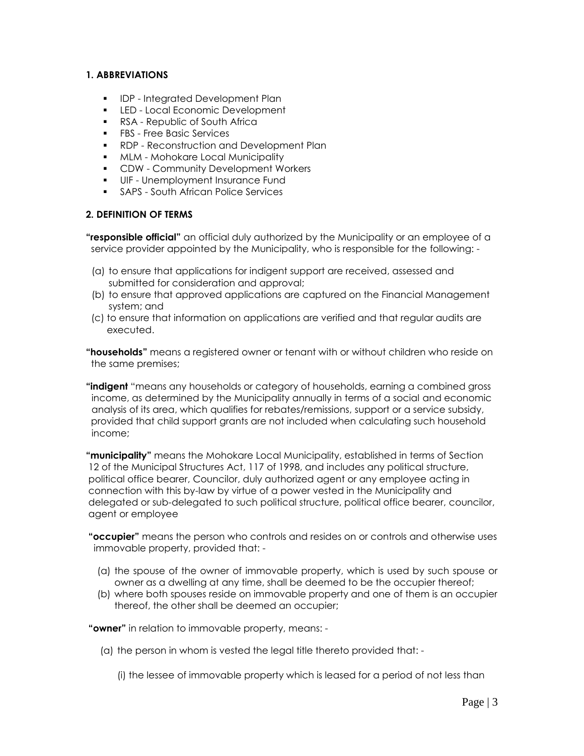## 1. ABBREVIATIONS

- IDP - Integrated Development Plan
- LED - Local Economic Development
- RSA - Republic of South Africa
- FBS - Free Basic Services
- RDP - Reconstruction and Development Plan
- MLM - Mohokare Local Municipality
- CDW - Community Development Workers
- UIF - Unemployment Insurance Fund
- SAPS - South African Police Services

## 2. DEFINITION OF TERMS

**"responsible official"** an official duly authorized by the Municipality or an employee of a service provider appointed by the Municipality, who is responsible for the following: -

(a) to ensure that applications for indigent support are received, assessed and submitted for consideration and approval;
(b) to ensure that approved applications are captured on the Financial Management system; and
(c) to ensure that information on applications are verified and that regular audits are executed.

**"households"** means a registered owner or tenant with or without children who reside on the same premises;

**"indigent** "means any households or category of households, earning a combined gross income, as determined by the Municipality annually in terms of a social and economic analysis of its area, which qualifies for rebates/remissions, support or a service subsidy, provided that child support grants are not included when calculating such household income;

**"municipality"** means the Mohokare Local Municipality, established in terms of Section 12 of the Municipal Structures Act, 117 of 1998, and includes any political structure, political office bearer, Councilor, duly authorized agent or any employee acting in connection with this by-law by virtue of a power vested in the Municipality and delegated or sub-delegated to such political structure, political office bearer, councilor, agent or employee

**"occupier"** means the person who controls and resides on or controls and otherwise uses immovable property, provided that: -

(a) the spouse of the owner of immovable property, which is used by such spouse or owner as a dwelling at any time, shall be deemed to be the occupier thereof;
(b) where both spouses reside on immovable property and one of them is an occupier thereof, the other shall be deemed an occupier;

**"owner"** in relation to immovable property, means: -

(a) the person in whom is vested the legal title thereto provided that: -

(i) the lessee of immovable property which is leased for a period of not less than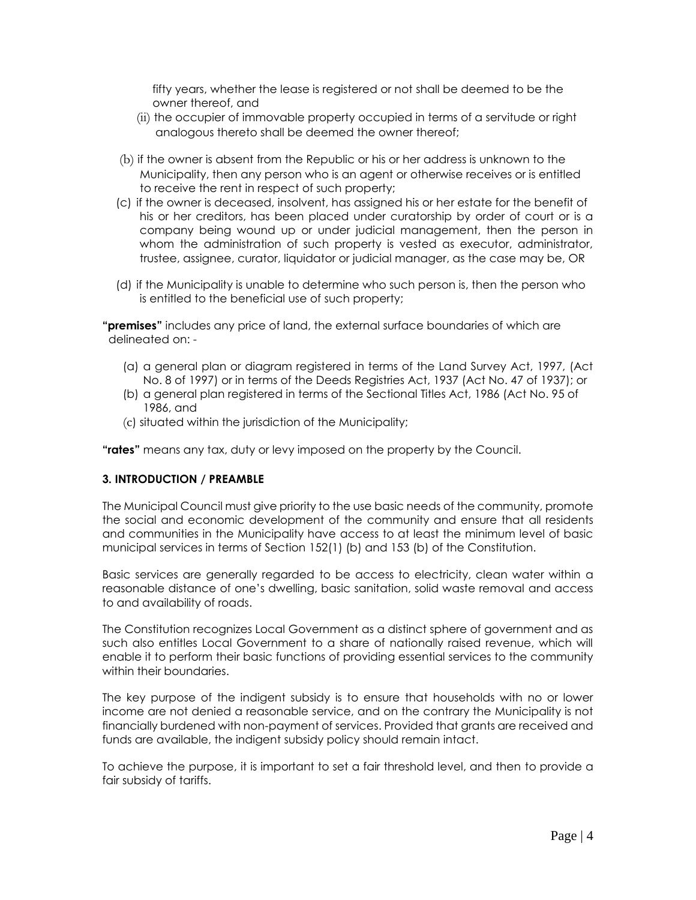fifty years, whether the lease is registered or not shall be deemed to be the owner thereof, and

(ii) the occupier of immovable property occupied in terms of a servitude or right analogous thereto shall be deemed the owner thereof;

(b) if the owner is absent from the Republic or his or her address is unknown to the Municipality, then any person who is an agent or otherwise receives or is entitled to receive the rent in respect of such property;

(c) if the owner is deceased, insolvent, has assigned his or her estate for the benefit of his or her creditors, has been placed under curatorship by order of court or is a company being wound up or under judicial management, then the person in whom the administration of such property is vested as executor, administrator, trustee, assignee, curator, liquidator or judicial manager, as the case may be, OR

(d) if the Municipality is unable to determine who such person is, then the person who is entitled to the beneficial use of such property;

**"premises"** includes any price of land, the external surface boundaries of which are delineated on: -

(a) a general plan or diagram registered in terms of the Land Survey Act, 1997, (Act No. 8 of 1997) or in terms of the Deeds Registries Act, 1937 (Act No. 47 of 1937); or

(b) a general plan registered in terms of the Sectional Titles Act, 1986 (Act No. 95 of 1986, and

(c) situated within the jurisdiction of the Municipality;

**"rates"** means any tax, duty or levy imposed on the property by the Council.

### 3. INTRODUCTION / PREAMBLE

The Municipal Council must give priority to the use basic needs of the community, promote the social and economic development of the community and ensure that all residents and communities in the Municipality have access to at least the minimum level of basic municipal services in terms of Section 152(1) (b) and 153 (b) of the Constitution.

Basic services are generally regarded to be access to electricity, clean water within a reasonable distance of one's dwelling, basic sanitation, solid waste removal and access to and availability of roads.

The Constitution recognizes Local Government as a distinct sphere of government and as such also entitles Local Government to a share of nationally raised revenue, which will enable it to perform their basic functions of providing essential services to the community within their boundaries.

The key purpose of the indigent subsidy is to ensure that households with no or lower income are not denied a reasonable service, and on the contrary the Municipality is not financially burdened with non-payment of services. Provided that grants are received and funds are available, the indigent subsidy policy should remain intact.

To achieve the purpose, it is important to set a fair threshold level, and then to provide a fair subsidy of tariffs.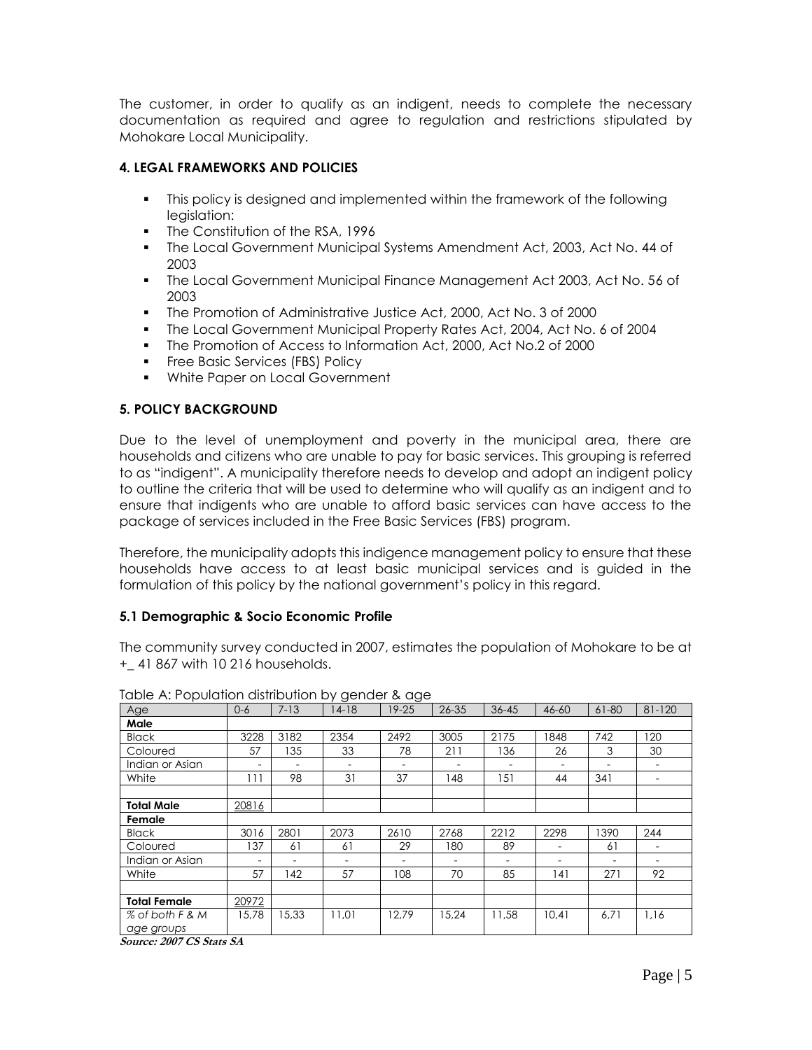The customer, in order to qualify as an indigent, needs to complete the necessary documentation as required and agree to regulation and restrictions stipulated by Mohokare Local Municipality.

### 4. LEGAL FRAMEWORKS AND POLICIES

- This policy is designed and implemented within the framework of the following legislation:
- The Constitution of the RSA, 1996
- The Local Government Municipal Systems Amendment Act, 2003, Act No. 44 of 2003
- The Local Government Municipal Finance Management Act 2003, Act No. 56 of 2003
- The Promotion of Administrative Justice Act, 2000, Act No. 3 of 2000
- The Local Government Municipal Property Rates Act, 2004, Act No. 6 of 2004
- The Promotion of Access to Information Act, 2000, Act No.2 of 2000
- Free Basic Services (FBS) Policy
- White Paper on Local Government

### 5. POLICY BACKGROUND

Due to the level of unemployment and poverty in the municipal area, there are households and citizens who are unable to pay for basic services. This grouping is referred to as "indigent". A municipality therefore needs to develop and adopt an indigent policy to outline the criteria that will be used to determine who will qualify as an indigent and to ensure that indigents who are unable to afford basic services can have access to the package of services included in the Free Basic Services (FBS) program.

Therefore, the municipality adopts this indigence management policy to ensure that these households have access to at least basic municipal services and is guided in the formulation of this policy by the national government's policy in this regard.

#### 5.1 Demographic & Socio Economic Profile

The community survey conducted in 2007, estimates the population of Mohokare to be at +_ 41 867 with 10 216 households.

Table A: Population distribution by gender & age

| Age | 0-6 | 7-13 | 14-18 | 19-25 | 26-35 | 36-45 | 46-60 | 61-80 | 81-120 |
|---|---|---|---|---|---|---|---|---|---|
| **Male** | | | | | | | | | |
| Black | 3228 | 3182 | 2354 | 2492 | 3005 | 2175 | 1848 | 742 | 120 |
| Coloured | 57 | 135 | 33 | 78 | 211 | 136 | 26 | 3 | 30 |
| Indian or Asian | - | - | - | - | - | - | - | - | - |
| White | 111 | 98 | 31 | 37 | 148 | 151 | 44 | 341 | - |
| | | | | | | | | | |
| **Total Male** | 20816 | | | | | | | | |
| **Female** | | | | | | | | | |
| Black | 3016 | 2801 | 2073 | 2610 | 2768 | 2212 | 2298 | 1390 | 244 |
| Coloured | 137 | 61 | 61 | 29 | 180 | 89 | - | 61 | - |
| Indian or Asian | - | - | - | - | - | - | - | - | - |
| White | 57 | 142 | 57 | 108 | 70 | 85 | 141 | 271 | 92 |
| | | | | | | | | | |
| **Total Female** | 20972 | | | | | | | | |
| *% of both F & M age groups* | 15,78 | 15,33 | 11,01 | 12,79 | 15,24 | 11,58 | 10,41 | 6,71 | 1,16 |

***Source: 2007 CS Stats SA***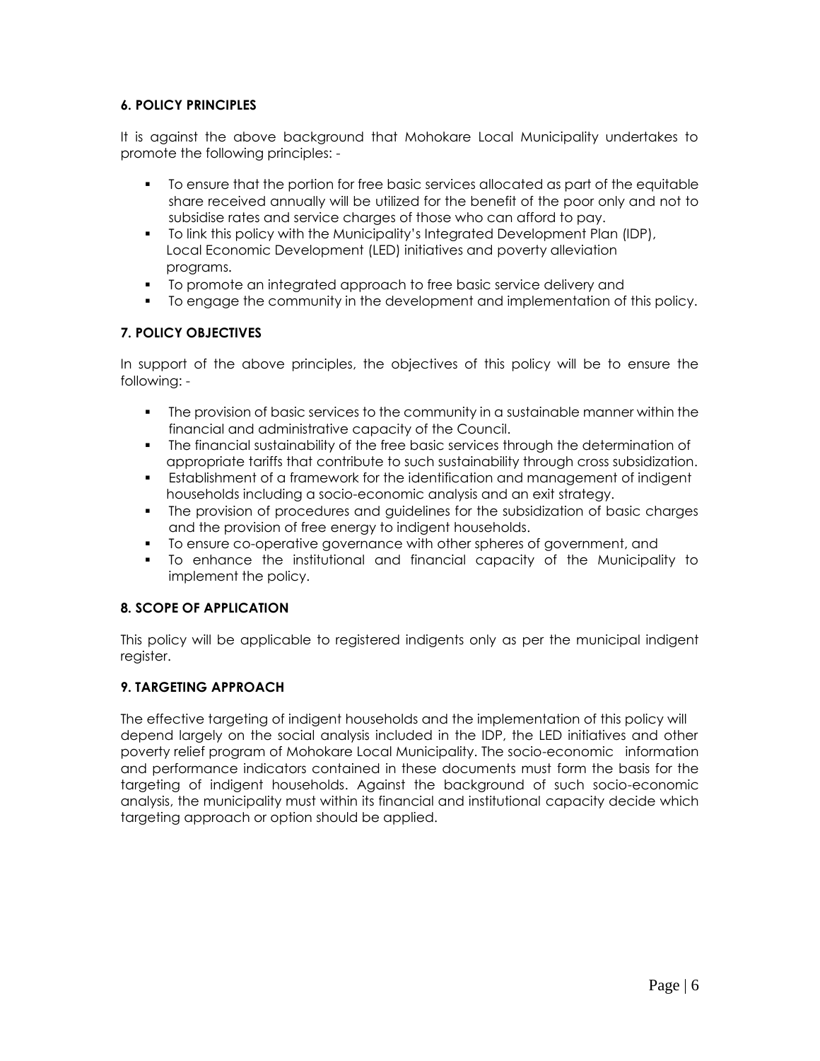### 6. POLICY PRINCIPLES

It is against the above background that Mohokare Local Municipality undertakes to promote the following principles: -

- To ensure that the portion for free basic services allocated as part of the equitable share received annually will be utilized for the benefit of the poor only and not to subsidise rates and service charges of those who can afford to pay.
- To link this policy with the Municipality's Integrated Development Plan (IDP), Local Economic Development (LED) initiatives and poverty alleviation programs.
- To promote an integrated approach to free basic service delivery and
- To engage the community in the development and implementation of this policy.

### 7. POLICY OBJECTIVES

In support of the above principles, the objectives of this policy will be to ensure the following: -

- The provision of basic services to the community in a sustainable manner within the financial and administrative capacity of the Council.
- The financial sustainability of the free basic services through the determination of appropriate tariffs that contribute to such sustainability through cross subsidization.
- Establishment of a framework for the identification and management of indigent households including a socio-economic analysis and an exit strategy.
- The provision of procedures and guidelines for the subsidization of basic charges and the provision of free energy to indigent households.
- To ensure co-operative governance with other spheres of government, and
- To enhance the institutional and financial capacity of the Municipality to implement the policy.

### 8. SCOPE OF APPLICATION

This policy will be applicable to registered indigents only as per the municipal indigent register.

### 9. TARGETING APPROACH

The effective targeting of indigent households and the implementation of this policy will depend largely on the social analysis included in the IDP, the LED initiatives and other poverty relief program of Mohokare Local Municipality. The socio-economic information and performance indicators contained in these documents must form the basis for the targeting of indigent households. Against the background of such socio-economic analysis, the municipality must within its financial and institutional capacity decide which targeting approach or option should be applied.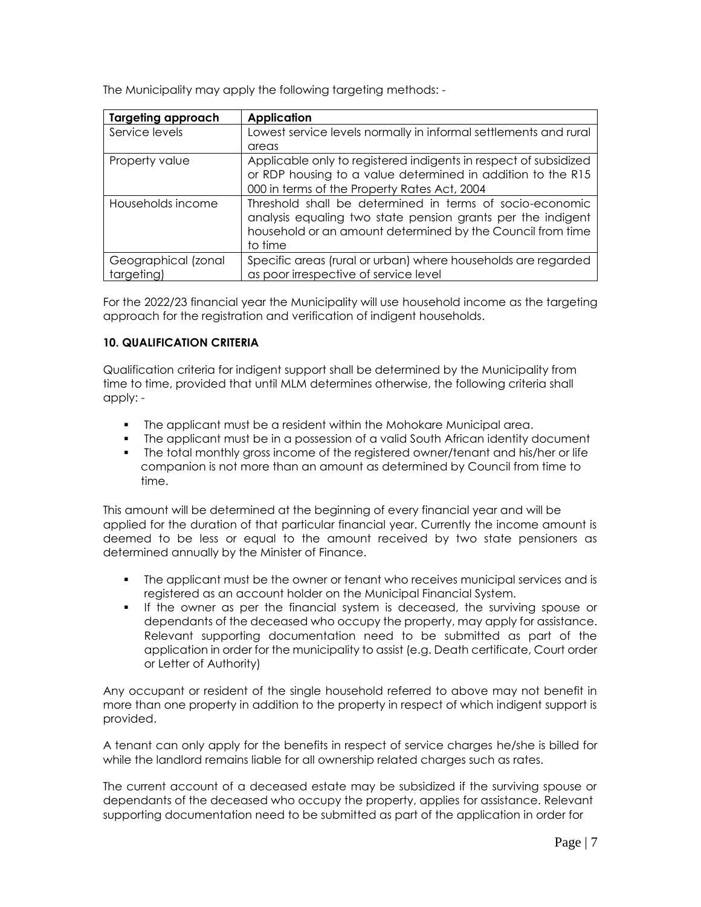The Municipality may apply the following targeting methods: -

| Targeting approach | Application |
| --- | --- |
| Service levels | Lowest service levels normally in informal settlements and rural areas |
| Property value | Applicable only to registered indigents in respect of subsidized or RDP housing to a value determined in addition to the R15 000 in terms of the Property Rates Act, 2004 |
| Households income | Threshold shall be determined in terms of socio-economic analysis equaling two state pension grants per the indigent household or an amount determined by the Council from time to time |
| Geographical (zonal targeting) | Specific areas (rural or urban) where households are regarded as poor irrespective of service level |

For the 2022/23 financial year the Municipality will use household income as the targeting approach for the registration and verification of indigent households.

**10. QUALIFICATION CRITERIA**

Qualification criteria for indigent support shall be determined by the Municipality from time to time, provided that until MLM determines otherwise, the following criteria shall apply: -

- The applicant must be a resident within the Mohokare Municipal area.
- The applicant must be in a possession of a valid South African identity document
- The total monthly gross income of the registered owner/tenant and his/her or life companion is not more than an amount as determined by Council from time to time.

This amount will be determined at the beginning of every financial year and will be applied for the duration of that particular financial year. Currently the income amount is deemed to be less or equal to the amount received by two state pensioners as determined annually by the Minister of Finance.

- The applicant must be the owner or tenant who receives municipal services and is registered as an account holder on the Municipal Financial System.
- If the owner as per the financial system is deceased, the surviving spouse or dependants of the deceased who occupy the property, may apply for assistance. Relevant supporting documentation need to be submitted as part of the application in order for the municipality to assist (e.g. Death certificate, Court order or Letter of Authority)

Any occupant or resident of the single household referred to above may not benefit in more than one property in addition to the property in respect of which indigent support is provided.

A tenant can only apply for the benefits in respect of service charges he/she is billed for while the landlord remains liable for all ownership related charges such as rates.

The current account of a deceased estate may be subsidized if the surviving spouse or dependants of the deceased who occupy the property, applies for assistance. Relevant supporting documentation need to be submitted as part of the application in order for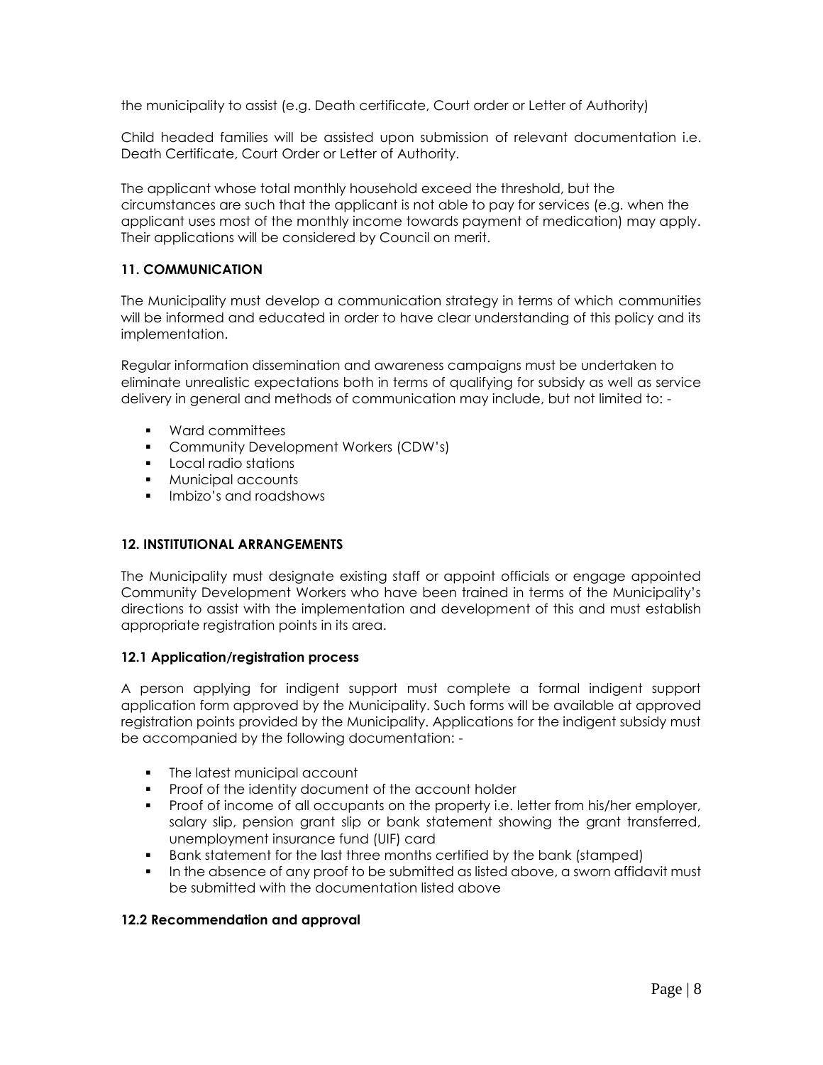the municipality to assist (e.g. Death certificate, Court order or Letter of Authority)

Child headed families will be assisted upon submission of relevant documentation i.e. Death Certificate, Court Order or Letter of Authority.

The applicant whose total monthly household exceed the threshold, but the circumstances are such that the applicant is not able to pay for services (e.g. when the applicant uses most of the monthly income towards payment of medication) may apply. Their applications will be considered by Council on merit.

### 11. COMMUNICATION

The Municipality must develop a communication strategy in terms of which communities will be informed and educated in order to have clear understanding of this policy and its implementation.

Regular information dissemination and awareness campaigns must be undertaken to eliminate unrealistic expectations both in terms of qualifying for subsidy as well as service delivery in general and methods of communication may include, but not limited to: -

- Ward committees
- Community Development Workers (CDW's)
- Local radio stations
- Municipal accounts
- Imbizo's and roadshows

### 12. INSTITUTIONAL ARRANGEMENTS

The Municipality must designate existing staff or appoint officials or engage appointed Community Development Workers who have been trained in terms of the Municipality's directions to assist with the implementation and development of this and must establish appropriate registration points in its area.

#### 12.1 Application/registration process

A person applying for indigent support must complete a formal indigent support application form approved by the Municipality. Such forms will be available at approved registration points provided by the Municipality. Applications for the indigent subsidy must be accompanied by the following documentation: -

- The latest municipal account
- Proof of the identity document of the account holder
- Proof of income of all occupants on the property i.e. letter from his/her employer, salary slip, pension grant slip or bank statement showing the grant transferred, unemployment insurance fund (UIF) card
- Bank statement for the last three months certified by the bank (stamped)
- In the absence of any proof to be submitted as listed above, a sworn affidavit must be submitted with the documentation listed above

#### 12.2 Recommendation and approval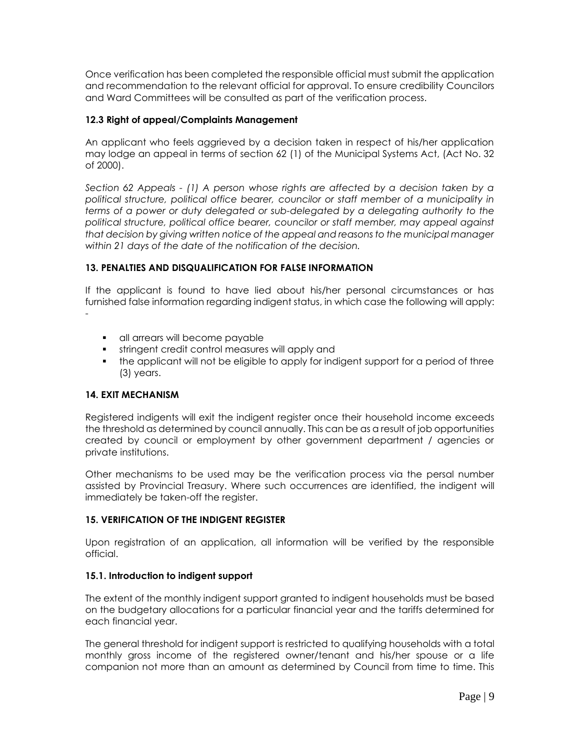Once verification has been completed the responsible official must submit the application and recommendation to the relevant official for approval. To ensure credibility Councilors and Ward Committees will be consulted as part of the verification process.

### 12.3 Right of appeal/Complaints Management

An applicant who feels aggrieved by a decision taken in respect of his/her application may lodge an appeal in terms of section 62 (1) of the Municipal Systems Act, (Act No. 32 of 2000).

*Section 62 Appeals - (1) A person whose rights are affected by a decision taken by a political structure, political office bearer, councilor or staff member of a municipality in terms of a power or duty delegated or sub-delegated by a delegating authority to the political structure, political office bearer, councilor or staff member, may appeal against that decision by giving written notice of the appeal and reasons to the municipal manager within 21 days of the date of the notification of the decision.*

## 13. PENALTIES AND DISQUALIFICATION FOR FALSE INFORMATION

If the applicant is found to have lied about his/her personal circumstances or has furnished false information regarding indigent status, in which case the following will apply: -

- all arrears will become payable
- stringent credit control measures will apply and
- the applicant will not be eligible to apply for indigent support for a period of three (3) years.

## 14. EXIT MECHANISM

Registered indigents will exit the indigent register once their household income exceeds the threshold as determined by council annually. This can be as a result of job opportunities created by council or employment by other government department / agencies or private institutions.

Other mechanisms to be used may be the verification process via the persal number assisted by Provincial Treasury. Where such occurrences are identified, the indigent will immediately be taken-off the register.

## 15. VERIFICATION OF THE INDIGENT REGISTER

Upon registration of an application, all information will be verified by the responsible official.

### 15.1. Introduction to indigent support

The extent of the monthly indigent support granted to indigent households must be based on the budgetary allocations for a particular financial year and the tariffs determined for each financial year.

The general threshold for indigent support is restricted to qualifying households with a total monthly gross income of the registered owner/tenant and his/her spouse or a life companion not more than an amount as determined by Council from time to time. This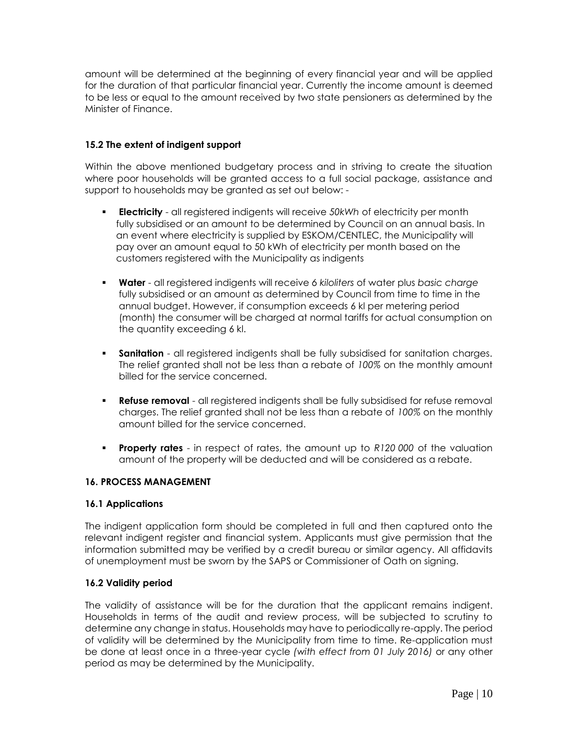amount will be determined at the beginning of every financial year and will be applied for the duration of that particular financial year. Currently the income amount is deemed to be less or equal to the amount received by two state pensioners as determined by the Minister of Finance.

**15.2 The extent of indigent support**

Within the above mentioned budgetary process and in striving to create the situation where poor households will be granted access to a full social package, assistance and support to households may be granted as set out below: -

- **Electricity** - all registered indigents will receive *50kWh* of electricity per month fully subsidised or an amount to be determined by Council on an annual basis. In an event where electricity is supplied by ESKOM/CENTLEC, the Municipality will pay over an amount equal to 50 kWh of electricity per month based on the customers registered with the Municipality as indigents

- **Water** - all registered indigents will receive 6 *kiloliters* of water plus *basic charge* fully subsidised or an amount as determined by Council from time to time in the annual budget. However, if consumption exceeds 6 kl per metering period (month) the consumer will be charged at normal tariffs for actual consumption on the quantity exceeding 6 kl.

- **Sanitation** - all registered indigents shall be fully subsidised for sanitation charges. The relief granted shall not be less than a rebate of *100%* on the monthly amount billed for the service concerned.

- **Refuse removal** - all registered indigents shall be fully subsidised for refuse removal charges. The relief granted shall not be less than a rebate of *100%* on the monthly amount billed for the service concerned.

- **Property rates** - in respect of rates, the amount up to *R120 000* of the valuation amount of the property will be deducted and will be considered as a rebate.

**16. PROCESS MANAGEMENT**

**16.1 Applications**

The indigent application form should be completed in full and then captured onto the relevant indigent register and financial system. Applicants must give permission that the information submitted may be verified by a credit bureau or similar agency. All affidavits of unemployment must be sworn by the SAPS or Commissioner of Oath on signing.

**16.2 Validity period**

The validity of assistance will be for the duration that the applicant remains indigent. Households in terms of the audit and review process, will be subjected to scrutiny to determine any change in status. Households may have to periodically re-apply. The period of validity will be determined by the Municipality from time to time. Re-application must be done at least once in a three-year cycle *(with effect from 01 July 2016)* or any other period as may be determined by the Municipality.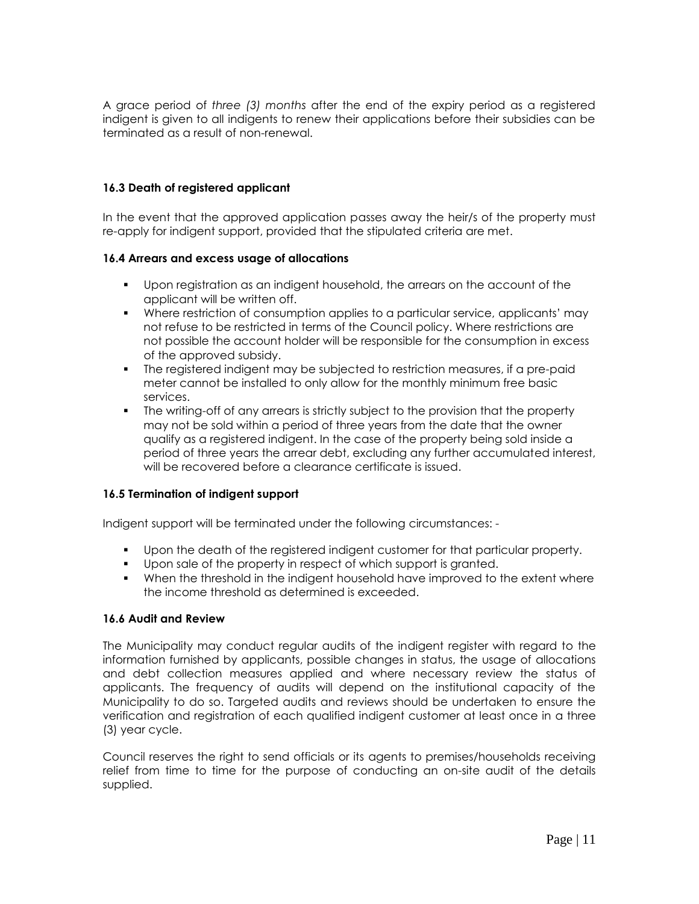A grace period of *three (3) months* after the end of the expiry period as a registered indigent is given to all indigents to renew their applications before their subsidies can be terminated as a result of non-renewal.

### 16.3 Death of registered applicant

In the event that the approved application passes away the heir/s of the property must re-apply for indigent support, provided that the stipulated criteria are met.

### 16.4 Arrears and excess usage of allocations

- Upon registration as an indigent household, the arrears on the account of the applicant will be written off.
- Where restriction of consumption applies to a particular service, applicants' may not refuse to be restricted in terms of the Council policy. Where restrictions are not possible the account holder will be responsible for the consumption in excess of the approved subsidy.
- The registered indigent may be subjected to restriction measures, if a pre-paid meter cannot be installed to only allow for the monthly minimum free basic services.
- The writing-off of any arrears is strictly subject to the provision that the property may not be sold within a period of three years from the date that the owner qualify as a registered indigent. In the case of the property being sold inside a period of three years the arrear debt, excluding any further accumulated interest, will be recovered before a clearance certificate is issued.

### 16.5 Termination of indigent support

Indigent support will be terminated under the following circumstances: -

- Upon the death of the registered indigent customer for that particular property.
- Upon sale of the property in respect of which support is granted.
- When the threshold in the indigent household have improved to the extent where the income threshold as determined is exceeded.

### 16.6 Audit and Review

The Municipality may conduct regular audits of the indigent register with regard to the information furnished by applicants, possible changes in status, the usage of allocations and debt collection measures applied and where necessary review the status of applicants. The frequency of audits will depend on the institutional capacity of the Municipality to do so. Targeted audits and reviews should be undertaken to ensure the verification and registration of each qualified indigent customer at least once in a three (3) year cycle.

Council reserves the right to send officials or its agents to premises/households receiving relief from time to time for the purpose of conducting an on-site audit of the details supplied.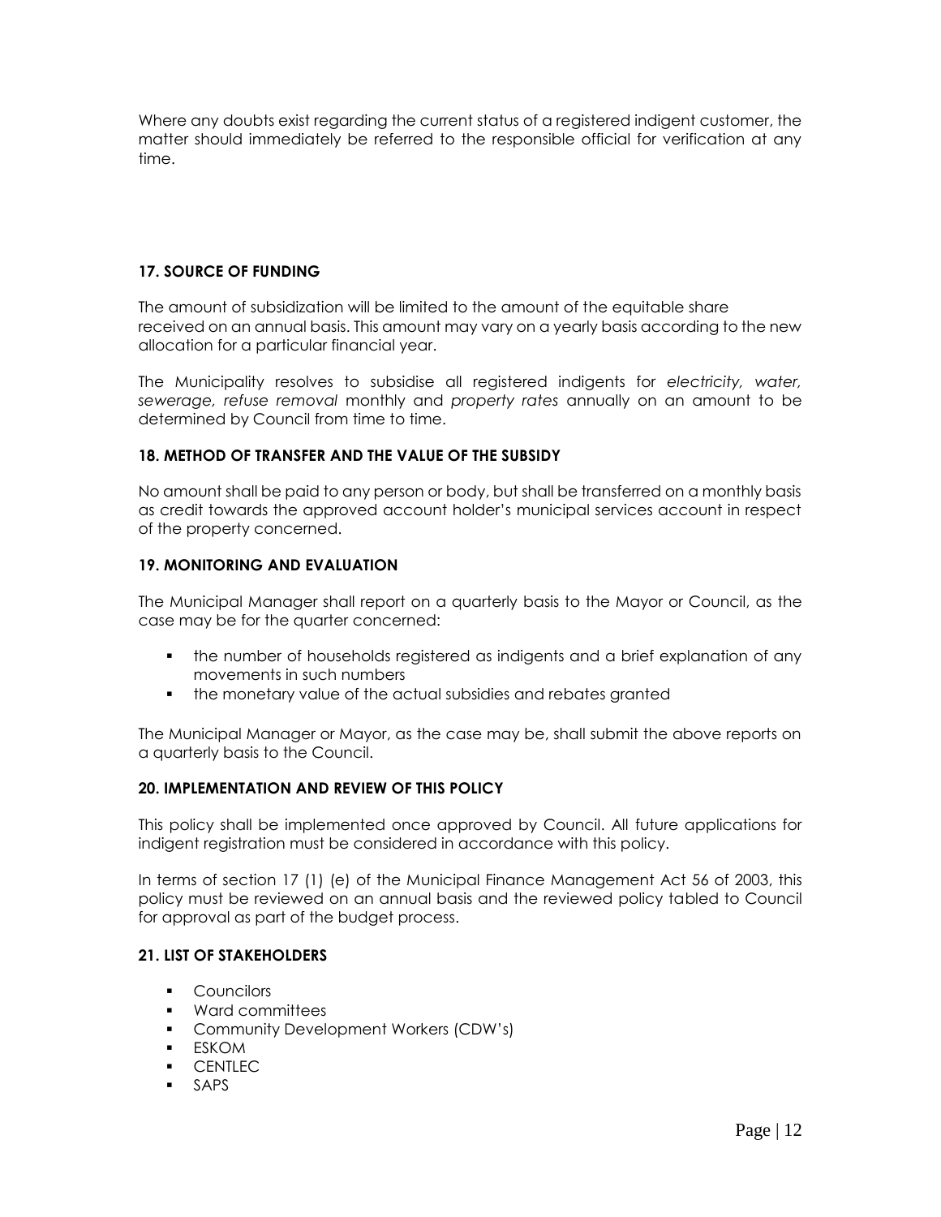Where any doubts exist regarding the current status of a registered indigent customer, the matter should immediately be referred to the responsible official for verification at any time.

### 17. SOURCE OF FUNDING

The amount of subsidization will be limited to the amount of the equitable share received on an annual basis. This amount may vary on a yearly basis according to the new allocation for a particular financial year.

The Municipality resolves to subsidise all registered indigents for *electricity, water, sewerage, refuse removal* monthly and *property rates* annually on an amount to be determined by Council from time to time.

### 18. METHOD OF TRANSFER AND THE VALUE OF THE SUBSIDY

No amount shall be paid to any person or body, but shall be transferred on a monthly basis as credit towards the approved account holder's municipal services account in respect of the property concerned.

### 19. MONITORING AND EVALUATION

The Municipal Manager shall report on a quarterly basis to the Mayor or Council, as the case may be for the quarter concerned:

- the number of households registered as indigents and a brief explanation of any movements in such numbers
- the monetary value of the actual subsidies and rebates granted

The Municipal Manager or Mayor, as the case may be, shall submit the above reports on a quarterly basis to the Council.

### 20. IMPLEMENTATION AND REVIEW OF THIS POLICY

This policy shall be implemented once approved by Council. All future applications for indigent registration must be considered in accordance with this policy.

In terms of section 17 (1) (e) of the Municipal Finance Management Act 56 of 2003, this policy must be reviewed on an annual basis and the reviewed policy tabled to Council for approval as part of the budget process.

### 21. LIST OF STAKEHOLDERS

- Councilors
- Ward committees
- Community Development Workers (CDW's)
- ESKOM
- CENTLEC
- SAPS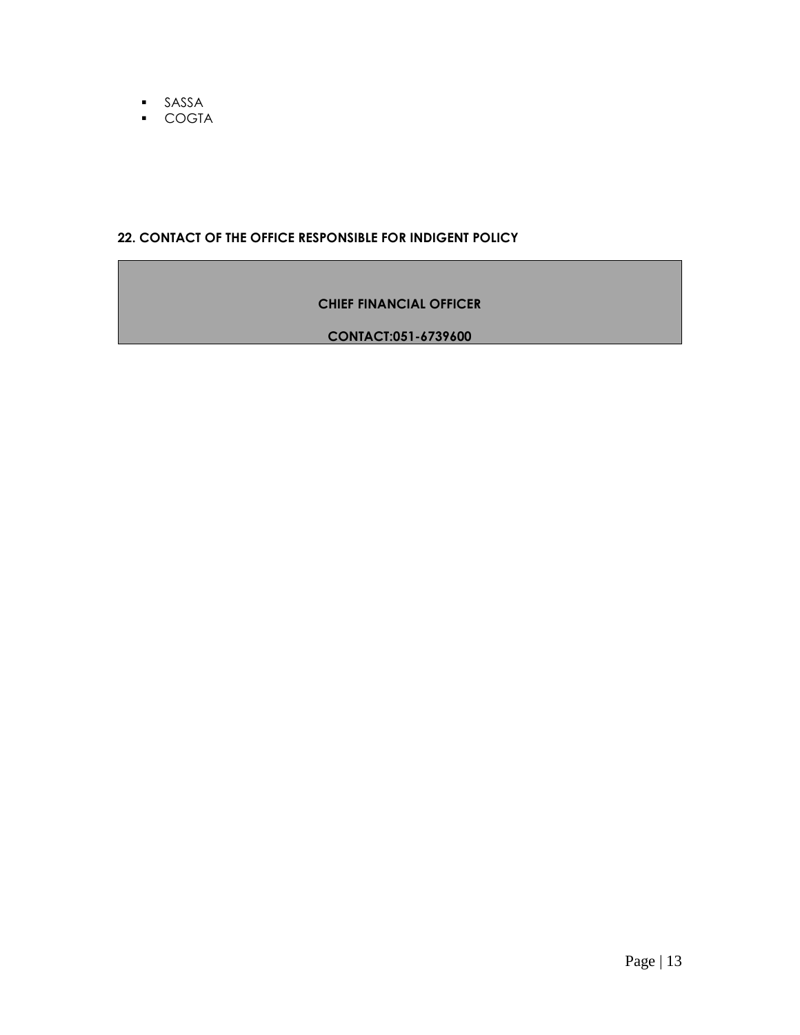- SASSA
- COGTA

## 22. CONTACT OF THE OFFICE RESPONSIBLE FOR INDIGENT POLICY

**CHIEF FINANCIAL OFFICER**

**CONTACT:051-6739600**